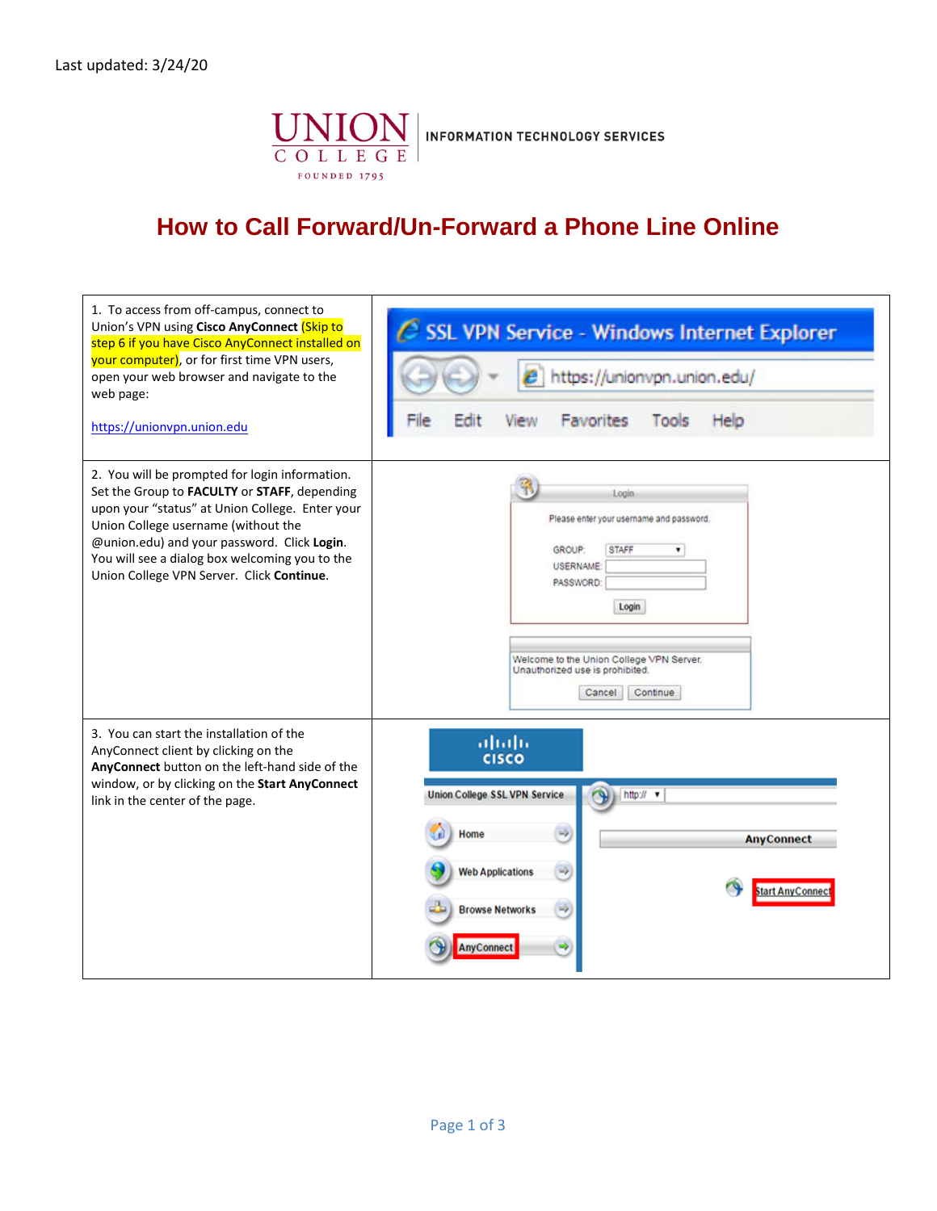Last updated: 3/24/20

UNION COLLEGE FOUNDED 1795 | INFORMATION TECHNOLOGY SERVICES

# How to Call Forward/Un-Forward a Phone Line Online

| | |
|---|---|
| 1. To access from off-campus, connect to Union's VPN using **Cisco AnyConnect** (Skip to step 6 if you have Cisco AnyConnect installed on your computer), or for first time VPN users, open your web browser and navigate to the web page: [https://unionvpn.union.edu](https://unionvpn.union.edu) | |
| 2. You will be prompted for login information. Set the Group to **FACULTY** or **STAFF**, depending upon your "status" at Union College. Enter your Union College username (without the @union.edu) and your password. Click **Login**. You will see a dialog box welcoming you to the Union College VPN Server. Click **Continue**. | |
| 3. You can start the installation of the AnyConnect client by clicking on the **AnyConnect** button on the left-hand side of the window, or by clicking on the **Start AnyConnect** link in the center of the page. | |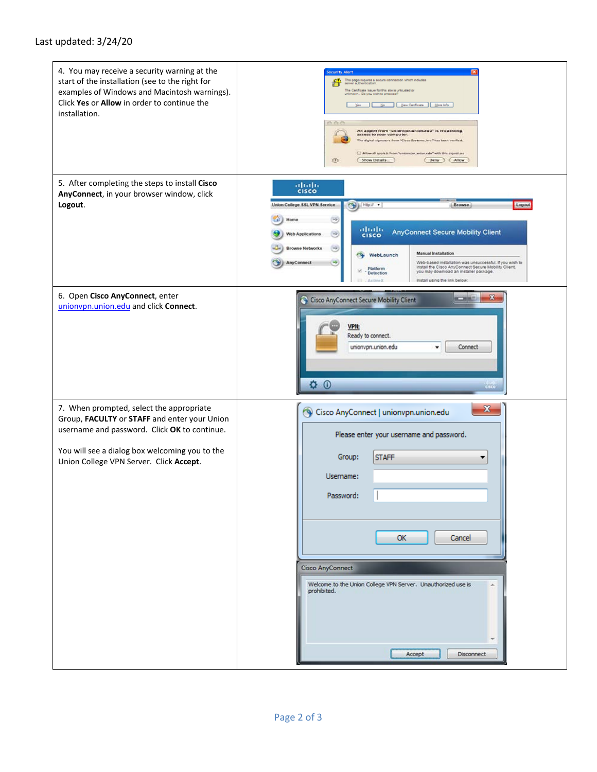Last updated: 3/24/20

4. You may receive a security warning at the start of the installation (see to the right for examples of Windows and Macintosh warnings). Click **Yes** or **Allow** in order to continue the installation.

5. After completing the steps to install **Cisco AnyConnect**, in your browser window, click **Logout**.

6. Open **Cisco AnyConnect**, enter unionvpn.union.edu and click **Connect**.

7. When prompted, select the appropriate Group, **FACULTY** or **STAFF** and enter your Union username and password. Click **OK** to continue.

You will see a dialog box welcoming you to the Union College VPN Server. Click **Accept**.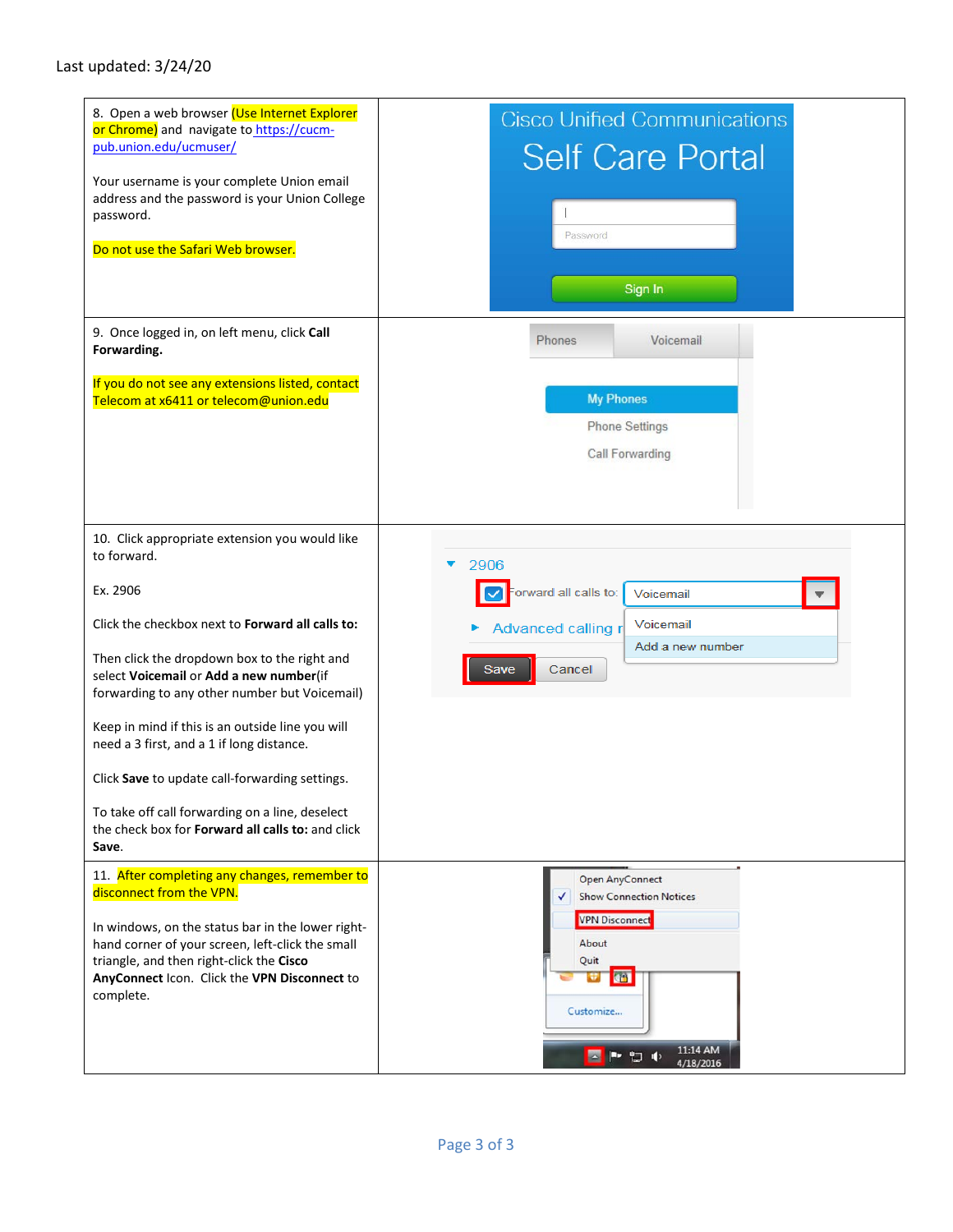Last updated: 3/24/20

| | |
|---|---|
| 8. Open a web browser (Use Internet Explorer or Chrome) and navigate to https://cucm-pub.union.edu/ucmuser/<br><br>Your username is your complete Union email address and the password is your Union College password.<br><br>Do not use the Safari Web browser. | Cisco Unified Communications<br>Self Care Portal<br>Password<br>Sign In |
| 9. Once logged in, on left menu, click **Call Forwarding.**<br><br>If you do not see any extensions listed, contact Telecom at x6411 or telecom@union.edu | Phones Voicemail<br>My Phones<br>Phone Settings<br>Call Forwarding |
| 10. Click appropriate extension you would like to forward.<br><br>Ex. 2906<br><br>Click the checkbox next to **Forward all calls to:**<br><br>Then click the dropdown box to the right and select **Voicemail** or **Add a new number**(if forwarding to any other number but Voicemail)<br><br>Keep in mind if this is an outside line you will need a 3 first, and a 1 if long distance.<br><br>Click **Save** to update call-forwarding settings.<br><br>To take off call forwarding on a line, deselect the check box for **Forward all calls to:** and click **Save**. | 2906<br>Forward all calls to: Voicemail<br>Voicemail<br>Add a new number<br>Advanced calling r<br>Save Cancel |
| 11. After completing any changes, remember to disconnect from the VPN.<br><br>In windows, on the status bar in the lower right-hand corner of your screen, left-click the small triangle, and then right-click the **Cisco AnyConnect** Icon. Click the **VPN Disconnect** to complete. | Open AnyConnect<br>Show Connection Notices<br>VPN Disconnect<br>About<br>Quit<br>Customize...<br>11:14 AM<br>4/18/2016 |